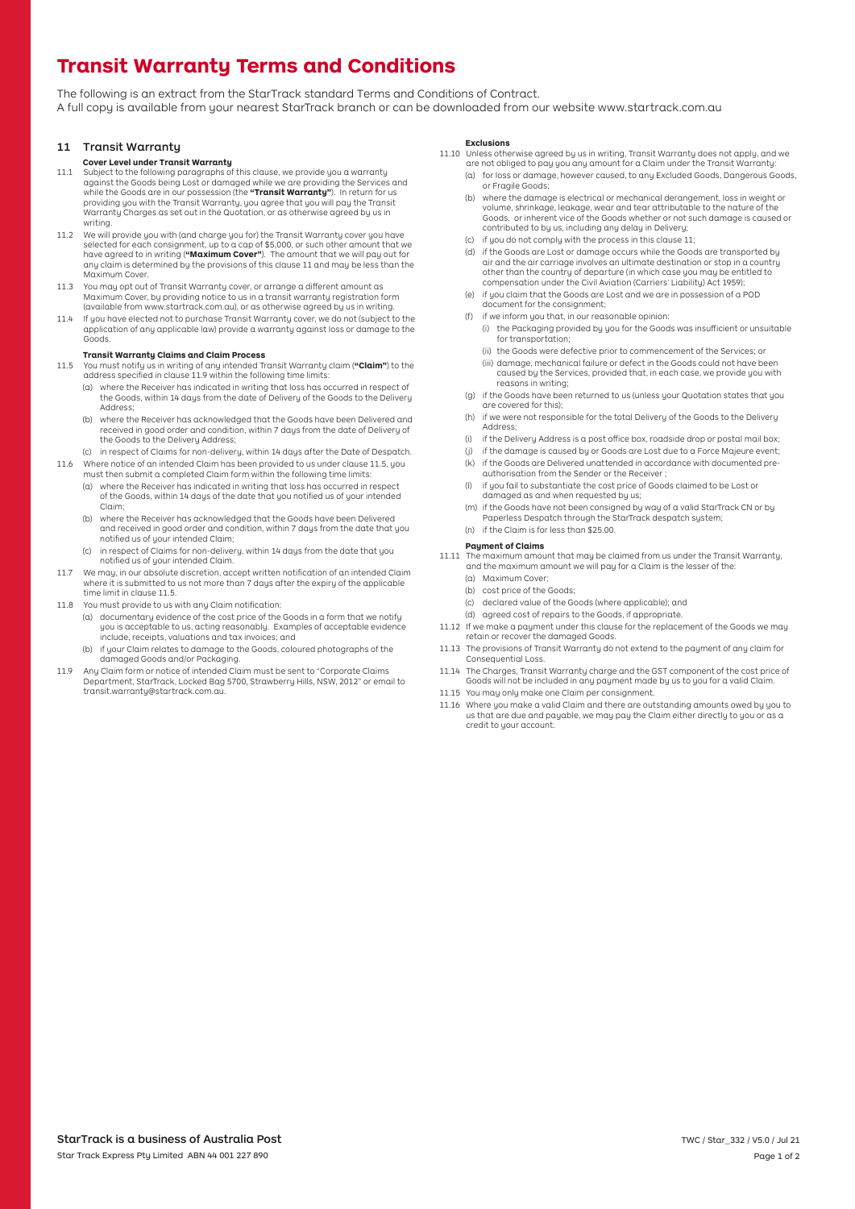# Transit Warranty Terms and Conditions

The following is an extract from the StarTrack standard Terms and Conditions of Contract.
A full copy is available from your nearest StarTrack branch or can be downloaded from our website www.startrack.com.au

## 11 Transit Warranty

### Cover Level under Transit Warranty

11.1 Subject to the following paragraphs of this clause, we provide you a warranty against the Goods being Lost or damaged while we are providing the Services and while the Goods are in our possession (the **"Transit Warranty"**). In return for us providing you with the Transit Warranty, you agree that you will pay the Transit Warranty Charges as set out in the Quotation, or as otherwise agreed by us in writing.

11.2 We will provide you with (and charge you for) the Transit Warranty cover you have selected for each consignment, up to a cap of $5,000, or such other amount that we have agreed to in writing (**"Maximum Cover"**). The amount that we will pay out for any claim is determined by the provisions of this clause 11 and may be less than the Maximum Cover.

11.3 You may opt out of Transit Warranty cover, or arrange a different amount as Maximum Cover, by providing notice to us in a transit warranty registration form (available from www.startrack.com.au), or as otherwise agreed by us in writing.

11.4 If you have elected not to purchase Transit Warranty cover, we do not (subject to the application of any applicable law) provide a warranty against loss or damage to the Goods.

### Transit Warranty Claims and Claim Process

11.5 You must notify us in writing of any intended Transit Warranty claim (**"Claim"**) to the address specified in clause 11.9 within the following time limits:

(a) where the Receiver has indicated in writing that loss has occurred in respect of the Goods, within 14 days from the date of Delivery of the Goods to the Delivery Address;

(b) where the Receiver has acknowledged that the Goods have been Delivered and received in good order and condition, within 7 days from the date of Delivery of the Goods to the Delivery Address;

(c) in respect of Claims for non-delivery, within 14 days after the Date of Despatch.

11.6 Where notice of an intended Claim has been provided to us under clause 11.5, you must then submit a completed Claim form within the following time limits:

(a) where the Receiver has indicated in writing that loss has occurred in respect of the Goods, within 14 days of the date that you notified us of your intended Claim;

(b) where the Receiver has acknowledged that the Goods have been Delivered and received in good order and condition, within 7 days from the date that you notified us of your intended Claim;

(c) in respect of Claims for non-delivery, within 14 days from the date that you notified us of your intended Claim.

11.7 We may, in our absolute discretion, accept written notification of an intended Claim where it is submitted to us not more than 7 days after the expiry of the applicable time limit in clause 11.5.

11.8 You must provide to us with any Claim notification:

(a) documentary evidence of the cost price of the Goods in a form that we notify you is acceptable to us, acting reasonably. Examples of acceptable evidence include, receipts, valuations and tax invoices; and

(b) if your Claim relates to damage to the Goods, coloured photographs of the damaged Goods and/or Packaging.

11.9 Any Claim form or notice of intended Claim must be sent to "Corporate Claims Department, StarTrack, Locked Bag 5700, Strawberry Hills, NSW, 2012" or email to transit.warranty@startrack.com.au.

### Exclusions

11.10 Unless otherwise agreed by us in writing, Transit Warranty does not apply, and we are not obliged to pay you any amount for a Claim under the Transit Warranty:

(a) for loss or damage, however caused, to any Excluded Goods, Dangerous Goods, or Fragile Goods;

(b) where the damage is electrical or mechanical derangement, loss in weight or volume, shrinkage, leakage, wear and tear attributable to the nature of the Goods, or inherent vice of the Goods whether or not such damage is caused or contributed to by us, including any delay in Delivery;

(c) if you do not comply with the process in this clause 11;

(d) if the Goods are Lost or damage occurs while the Goods are transported by air and the air carriage involves an ultimate destination or stop in a country other than the country of departure (in which case you may be entitled to compensation under the Civil Aviation (Carriers' Liability) Act 1959);

(e) if you claim that the Goods are Lost and we are in possession of a POD document for the consignment;

(f) if we inform you that, in our reasonable opinion:

(i) the Packaging provided by you for the Goods was insufficient or unsuitable for transportation;

(ii) the Goods were defective prior to commencement of the Services; or

(iii) damage, mechanical failure or defect in the Goods could not have been caused by the Services, provided that, in each case, we provide you with reasons in writing;

(g) if the Goods have been returned to us (unless your Quotation states that you are covered for this);

(h) if we were not responsible for the total Delivery of the Goods to the Delivery Address;

(i) if the Delivery Address is a post office box, roadside drop or postal mail box;

(j) if the damage is caused by or Goods are Lost due to a Force Majeure event;

(k) if the Goods are Delivered unattended in accordance with documented pre-authorisation from the Sender or the Receiver ;

(l) if you fail to substantiate the cost price of Goods claimed to be Lost or damaged as and when requested by us;

(m) if the Goods have not been consigned by way of a valid StarTrack CN or by Paperless Despatch through the StarTrack despatch system;

(n) if the Claim is for less than $25.00.

### Payment of Claims

11.11 The maximum amount that may be claimed from us under the Transit Warranty, and the maximum amount we will pay for a Claim is the lesser of the:

(a) Maximum Cover;

(b) cost price of the Goods;

(c) declared value of the Goods (where applicable); and

(d) agreed cost of repairs to the Goods, if appropriate.

11.12 If we make a payment under this clause for the replacement of the Goods we may retain or recover the damaged Goods.

11.13 The provisions of Transit Warranty do not extend to the payment of any claim for Consequential Loss.

11.14 The Charges, Transit Warranty charge and the GST component of the cost price of Goods will not be included in any payment made by us to you for a valid Claim.

11.15 You may only make one Claim per consignment.

11.16 Where you make a valid Claim and there are outstanding amounts owed by you to us that are due and payable, we may pay the Claim either directly to you or as a credit to your account.

**StarTrack is a business of Australia Post**

Star Track Express Pty Limited ABN 44 001 227 890

TWC / Star_332 / V5.0 / Jul 21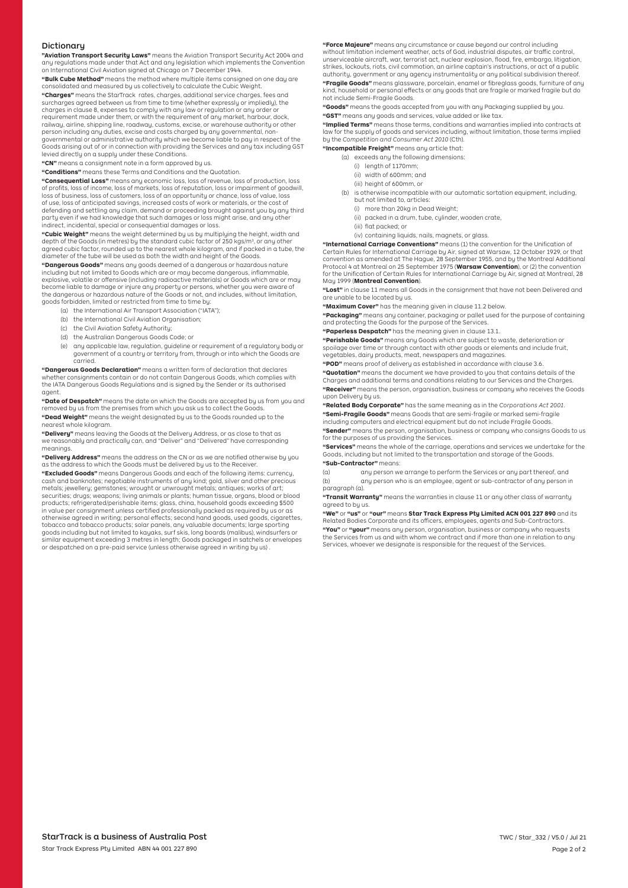## Dictionary

**"Aviation Transport Security Laws"** means the Aviation Transport Security Act 2004 and any regulations made under that Act and any legislation which implements the Convention on International Civil Aviation signed at Chicago on 7 December 1944.

**"Bulk Cube Method"** means the method where multiple items consigned on one day are consolidated and measured by us collectively to calculate the Cubic Weight.

**"Charges"** means the StarTrack rates, charges, additional service charges, fees and surcharges agreed between us from time to time (whether expressly or impliedly), the charges in clause 8, expenses to comply with any law or regulation or any order or requirement made under them, or with the requirement of any market, harbour, dock, railway, airline, shipping line, roadway, customs, excise, or warehouse authority or other person including any duties, excise and costs charged by any governmental, non-governmental or administrative authority which we become liable to pay in respect of the Goods arising out of or in connection with providing the Services and any tax including GST levied directly on a supply under these Conditions.

**"CN"** means a consignment note in a form approved by us.

**"Conditions"** means these Terms and Conditions and the Quotation.

**"Consequential Loss"** means any economic loss, loss of revenue, loss of production, loss of profits, loss of income, loss of markets, loss of reputation, loss or impairment of goodwill, loss of business, loss of customers, loss of an opportunity or chance, loss of value, loss of use, loss of anticipated savings, increased costs of work or materials, or the cost of defending and settling any claim, demand or proceeding brought against you by any third party even if we had knowledge that such damages or loss might arise, and any other indirect, incidental, special or consequential damages or loss.

**"Cubic Weight"** means the weight determined by us by multiplying the height, width and depth of the Goods (in metres) by the standard cubic factor of 250 kgs/m³, or any other agreed cubic factor, rounded up to the nearest whole kilogram, and if packed in a tube, the diameter of the tube will be used as both the width and height of the Goods.

**"Dangerous Goods"** means any goods deemed of a dangerous or hazardous nature including but not limited to Goods which are or may become dangerous, inflammable, explosive, volatile or offensive (including radioactive materials) or Goods which are or may become liable to damage or injure any property or persons, whether you were aware of the dangerous or hazardous nature of the Goods or not, and includes, without limitation, goods forbidden, limited or restricted from time to time by:

- (a) the International Air Transport Association ("IATA");
- (b) the International Civil Aviation Organisation;
- (c) the Civil Aviation Safety Authority;
- (d) the Australian Dangerous Goods Code; or
- (e) any applicable law, regulation, guideline or requirement of a regulatory body or government of a country or territory from, through or into which the Goods are carried.

**"Dangerous Goods Declaration"** means a written form of declaration that declares whether consignments contain or do not contain Dangerous Goods, which complies with the IATA Dangerous Goods Regulations and is signed by the Sender or its authorised agent.

**"Date of Despatch"** means the date on which the Goods are accepted by us from you and removed by us from the premises from which you ask us to collect the Goods.

**"Dead Weight"** means the weight designated by us to the Goods rounded up to the nearest whole kilogram.

**"Delivery"** means leaving the Goods at the Delivery Address, or as close to that as we reasonably and practically can, and "Deliver" and "Delivered" have corresponding meanings.

**"Delivery Address"** means the address on the CN or as we are notified otherwise by you as the address to which the Goods must be delivered by us to the Receiver.

**"Excluded Goods"** means Dangerous Goods and each of the following items: currency, cash and banknotes; negotiable instruments of any kind; gold, silver and other precious metals; jewellery; gemstones; wrought or unwrought metals; antiques; works of art; securities; drugs; weapons; living animals or plants; human tissue, organs, blood or blood products; refrigerated/perishable items; glass, china, household goods exceeding $500 in value per consignment unless certified professionally packed as required by us or as otherwise agreed in writing; personal effects; second hand goods, used goods, cigarettes, tobacco and tobacco products; solar panels, any valuable documents; large sporting goods including but not limited to kayaks, surf skis, long boards (malibus), windsurfers or similar equipment exceeding 3 metres in length; Goods packaged in satchels or envelopes or despatched on a pre-paid service (unless otherwise agreed in writing by us) .

**"Force Majeure"** means any circumstance or cause beyond our control including without limitation inclement weather, acts of God, industrial disputes, air traffic control, unserviceable aircraft, war, terrorist act, nuclear explosion, flood, fire, embargo, litigation, strikes, lockouts, riots, civil commotion, an airline captain's instructions, or act of a public authority, government or any agency instrumentality or any political subdivision thereof.

**"Fragile Goods"** means glassware, porcelain, enamel or fibreglass goods, furniture of any kind, household or personal effects or any goods that are fragile or marked fragile but do not include Semi-Fragile Goods.

**"Goods"** means the goods accepted from you with any Packaging supplied by you.

**"GST"** means any goods and services, value added or like tax.

**"Implied Terms"** means those terms, conditions and warranties implied into contracts at law for the supply of goods and services including, without limitation, those terms implied by the *Competition and Consumer Act 2010* (Cth).

**"Incompatible Freight"** means any article that:

- (a) exceeds any the following dimensions:
  - (i) length of 1170mm;
  - (ii) width of 600mm; and
  - (iii) height of 600mm, or
- (b) is otherwise incompatible with our automatic sortation equipment, including, but not limited to, articles:
  - (i) more than 20kg in Dead Weight;
  - (ii) packed in a drum, tube, cylinder, wooden crate,
  - (iii) flat packed; or
  - (iv) containing liquids, nails, magnets, or glass.

**"International Carriage Conventions"** means (1) the convention for the Unification of Certain Rules for International Carriage by Air, signed at Warsaw, 12 October 1929, or that convention as amended at The Hague, 28 September 1955, and by the Montreal Additional Protocol 4 at Montreal on 25 September 1975 (**Warsaw Convention**), or (2) the convention for the Unification of Certain Rules for International Carriage by Air, signed at Montreal, 28 May 1999 (**Montreal Convention**).

**"Lost"** in clause 11 means all Goods in the consignment that have not been Delivered and are unable to be located by us.

**"Maximum Cover"** has the meaning given in clause 11.2 below.

**"Packaging"** means any container, packaging or pallet used for the purpose of containing and protecting the Goods for the purpose of the Services.

**"Paperless Despatch"** has the meaning given in clause 13.1.

**"Perishable Goods"** means any Goods which are subject to waste, deterioration or spoilage over time or through contact with other goods or elements and include fruit, vegetables, dairy products, meat, newspapers and magazines.

**"POD"** means proof of delivery as established in accordance with clause 3.6.

**"Quotation"** means the document we have provided to you that contains details of the Charges and additional terms and conditions relating to our Services and the Charges.

**"Receiver"** means the person, organisation, business or company who receives the Goods upon Delivery by us.

**"Related Body Corporate"** has the same meaning as in the *Corporations Act 2001*.

**"Semi-Fragile Goods"** means Goods that are semi-fragile or marked semi-fragile including computers and electrical equipment but do not include Fragile Goods.

**"Sender"** means the person, organisation, business or company who consigns Goods to us for the purposes of us providing the Services.

**"Services"** means the whole of the carriage, operations and services we undertake for the Goods, including but not limited to the transportation and storage of the Goods.

**"Sub-Contractor"** means:

(a) any person we arrange to perform the Services or any part thereof, and

(b) any person who is an employee, agent or sub-contractor of any person in paragraph (a).

**"Transit Warranty"** means the warranties in clause 11 or any other class of warranty agreed to by us.

**"We"** or **"us"** or **"our"** means **Star Track Express Pty Limited ACN 001 227 890** and its Related Bodies Corporate and its officers, employees, agents and Sub-Contractors.

**"You"** or **"your"** means any person, organisation, business or company who requests the Services from us and with whom we contract and if more than one in relation to any Services, whoever we designate is responsible for the request of the Services.

**StarTrack is a business of Australia Post**

Star Track Express Pty Limited ABN 44 001 227 890

TWC / Star_332 / V5.0 / Jul 21